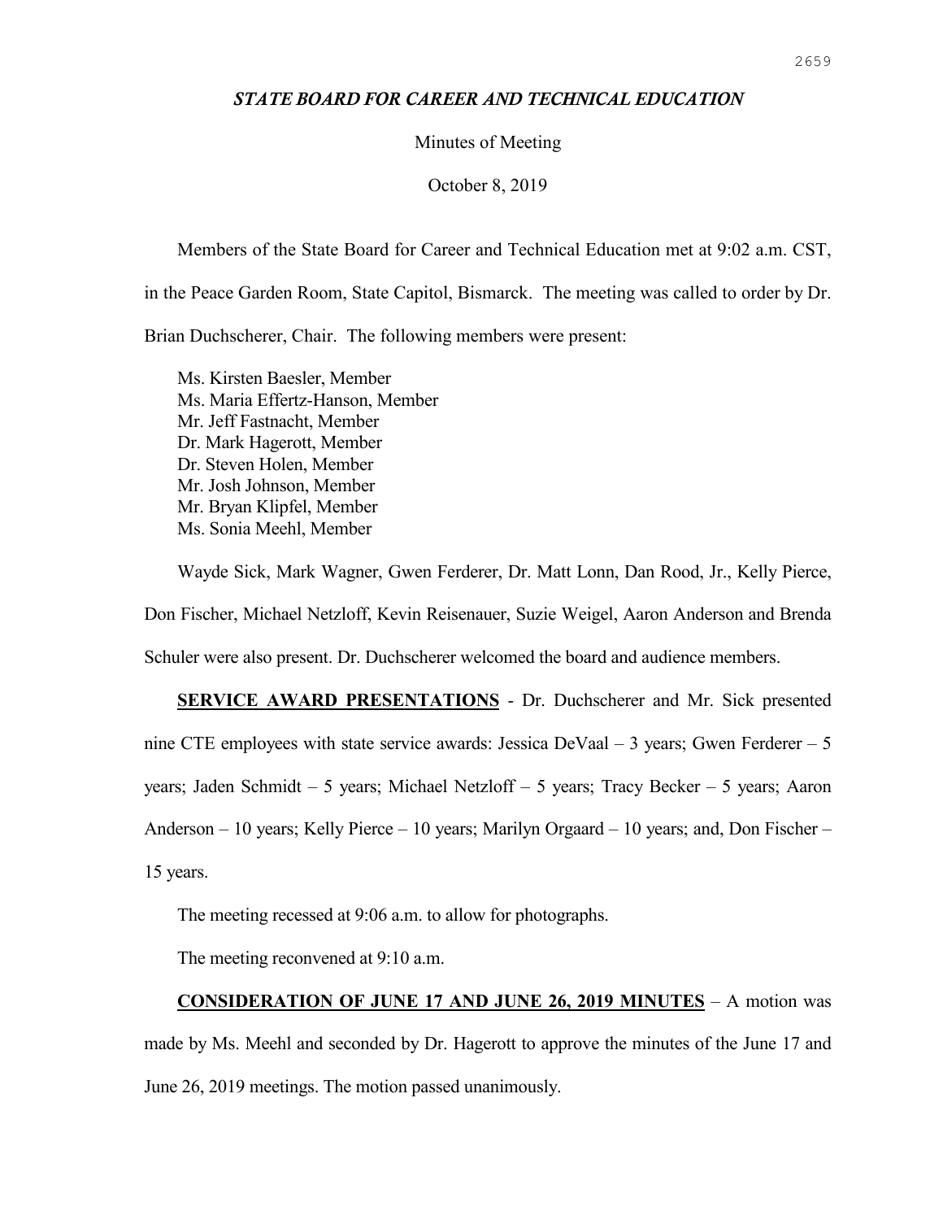## ***STATE BOARD FOR CAREER AND TECHNICAL EDUCATION***

Minutes of Meeting

October 8, 2019

Members of the State Board for Career and Technical Education met at 9:02 a.m. CST, in the Peace Garden Room, State Capitol, Bismarck. The meeting was called to order by Dr. Brian Duchscherer, Chair. The following members were present:

Ms. Kirsten Baesler, Member
Ms. Maria Effertz-Hanson, Member
Mr. Jeff Fastnacht, Member
Dr. Mark Hagerott, Member
Dr. Steven Holen, Member
Mr. Josh Johnson, Member
Mr. Bryan Klipfel, Member
Ms. Sonia Meehl, Member

Wayde Sick, Mark Wagner, Gwen Ferderer, Dr. Matt Lonn, Dan Rood, Jr., Kelly Pierce, Don Fischer, Michael Netzloff, Kevin Reisenauer, Suzie Weigel, Aaron Anderson and Brenda Schuler were also present. Dr. Duchscherer welcomed the board and audience members.

**SERVICE AWARD PRESENTATIONS** - Dr. Duchscherer and Mr. Sick presented nine CTE employees with state service awards: Jessica DeVaal – 3 years; Gwen Ferderer – 5 years; Jaden Schmidt – 5 years; Michael Netzloff – 5 years; Tracy Becker – 5 years; Aaron Anderson – 10 years; Kelly Pierce – 10 years; Marilyn Orgaard – 10 years; and, Don Fischer – 15 years.

The meeting recessed at 9:06 a.m. to allow for photographs.

The meeting reconvened at 9:10 a.m.

**CONSIDERATION OF JUNE 17 AND JUNE 26, 2019 MINUTES** – A motion was made by Ms. Meehl and seconded by Dr. Hagerott to approve the minutes of the June 17 and June 26, 2019 meetings. The motion passed unanimously.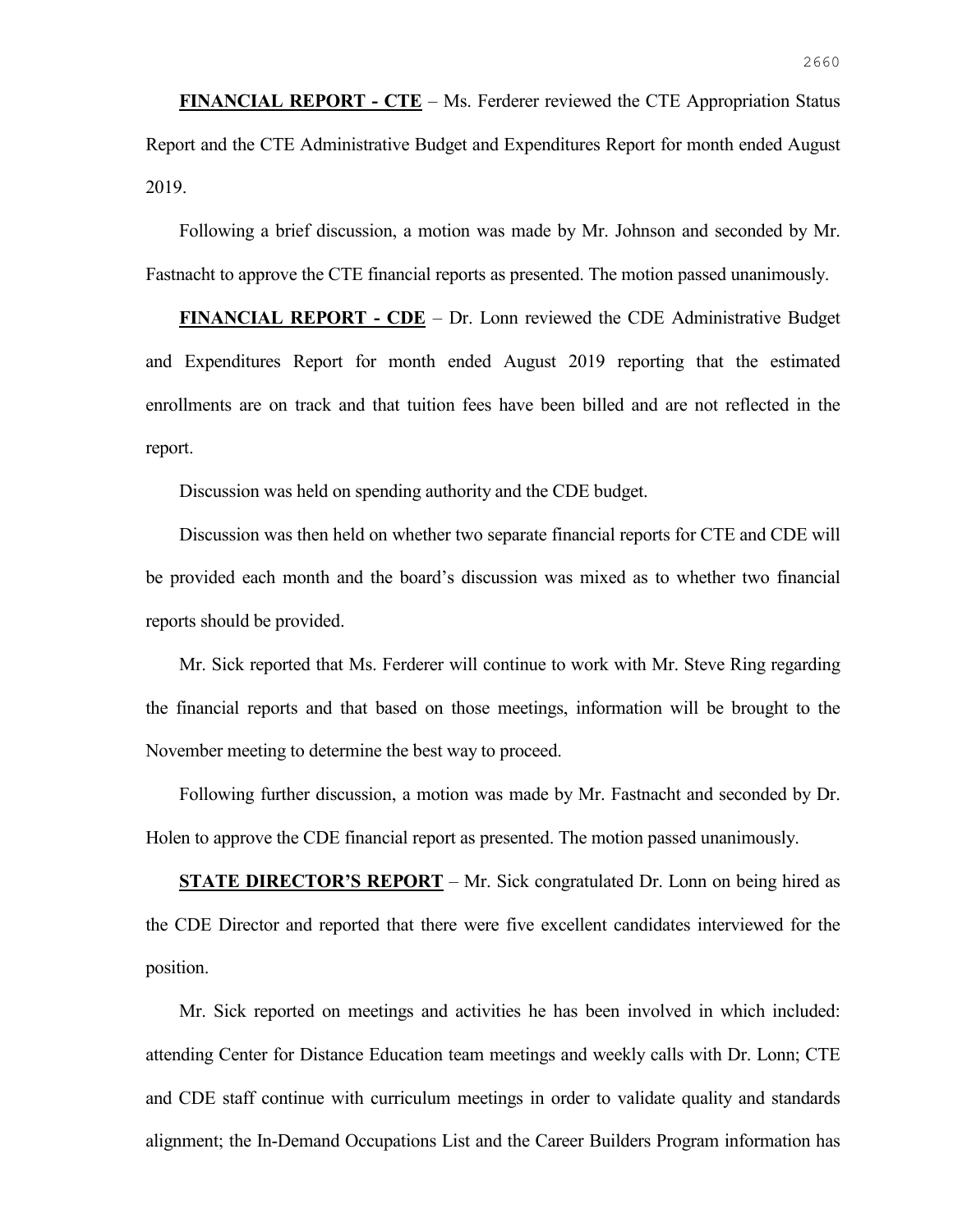**FINANCIAL REPORT - CTE** – Ms. Ferderer reviewed the CTE Appropriation Status Report and the CTE Administrative Budget and Expenditures Report for month ended August 2019.

Following a brief discussion, a motion was made by Mr. Johnson and seconded by Mr. Fastnacht to approve the CTE financial reports as presented. The motion passed unanimously.

**FINANCIAL REPORT - CDE** – Dr. Lonn reviewed the CDE Administrative Budget and Expenditures Report for month ended August 2019 reporting that the estimated enrollments are on track and that tuition fees have been billed and are not reflected in the report.

Discussion was held on spending authority and the CDE budget.

Discussion was then held on whether two separate financial reports for CTE and CDE will be provided each month and the board's discussion was mixed as to whether two financial reports should be provided.

Mr. Sick reported that Ms. Ferderer will continue to work with Mr. Steve Ring regarding the financial reports and that based on those meetings, information will be brought to the November meeting to determine the best way to proceed.

Following further discussion, a motion was made by Mr. Fastnacht and seconded by Dr. Holen to approve the CDE financial report as presented. The motion passed unanimously.

**STATE DIRECTOR'S REPORT** – Mr. Sick congratulated Dr. Lonn on being hired as the CDE Director and reported that there were five excellent candidates interviewed for the position.

Mr. Sick reported on meetings and activities he has been involved in which included: attending Center for Distance Education team meetings and weekly calls with Dr. Lonn; CTE and CDE staff continue with curriculum meetings in order to validate quality and standards alignment; the In-Demand Occupations List and the Career Builders Program information has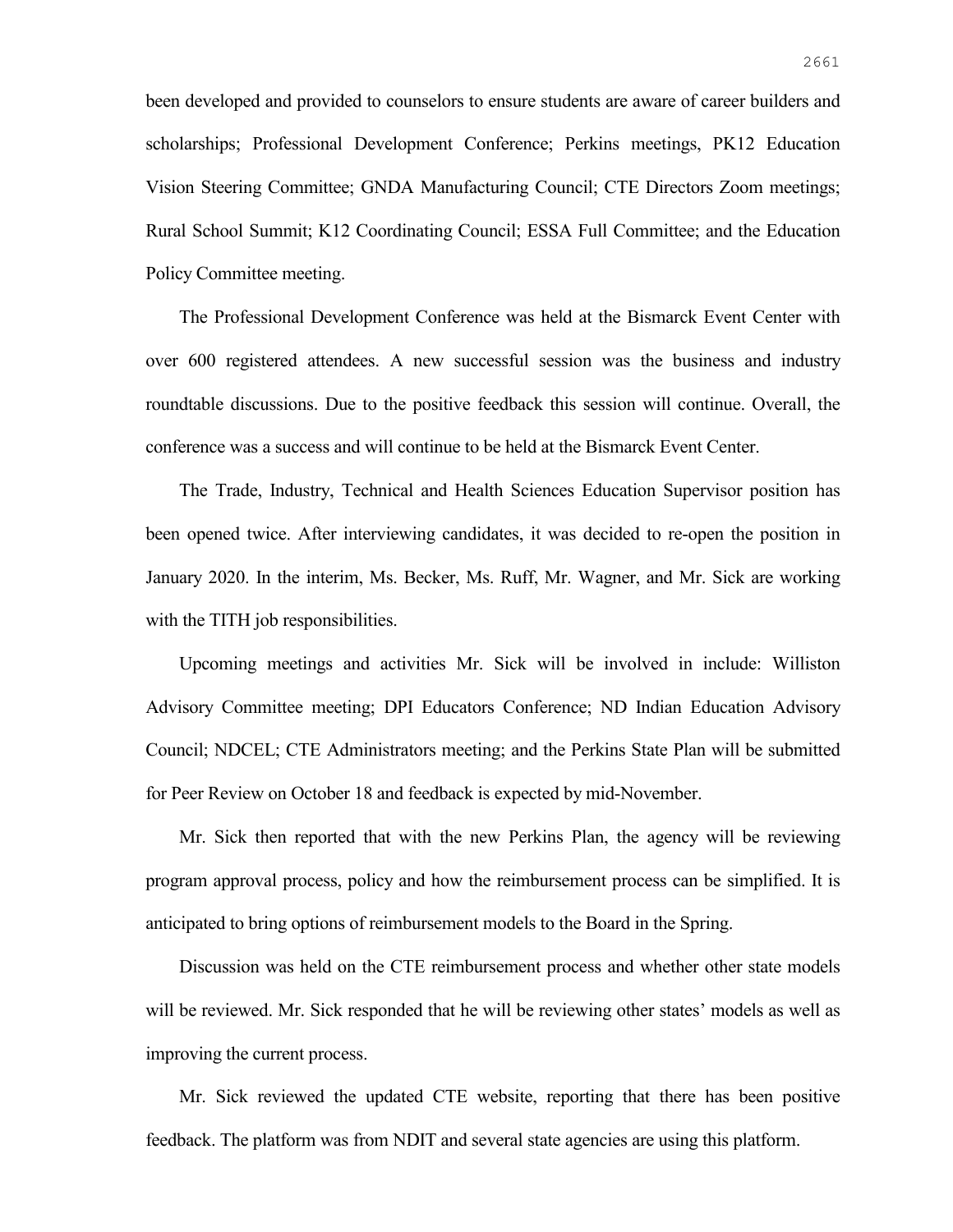been developed and provided to counselors to ensure students are aware of career builders and scholarships; Professional Development Conference; Perkins meetings, PK12 Education Vision Steering Committee; GNDA Manufacturing Council; CTE Directors Zoom meetings; Rural School Summit; K12 Coordinating Council; ESSA Full Committee; and the Education Policy Committee meeting.

The Professional Development Conference was held at the Bismarck Event Center with over 600 registered attendees. A new successful session was the business and industry roundtable discussions. Due to the positive feedback this session will continue. Overall, the conference was a success and will continue to be held at the Bismarck Event Center.

The Trade, Industry, Technical and Health Sciences Education Supervisor position has been opened twice. After interviewing candidates, it was decided to re-open the position in January 2020. In the interim, Ms. Becker, Ms. Ruff, Mr. Wagner, and Mr. Sick are working with the TITH job responsibilities.

Upcoming meetings and activities Mr. Sick will be involved in include: Williston Advisory Committee meeting; DPI Educators Conference; ND Indian Education Advisory Council; NDCEL; CTE Administrators meeting; and the Perkins State Plan will be submitted for Peer Review on October 18 and feedback is expected by mid-November.

Mr. Sick then reported that with the new Perkins Plan, the agency will be reviewing program approval process, policy and how the reimbursement process can be simplified. It is anticipated to bring options of reimbursement models to the Board in the Spring.

Discussion was held on the CTE reimbursement process and whether other state models will be reviewed. Mr. Sick responded that he will be reviewing other states' models as well as improving the current process.

Mr. Sick reviewed the updated CTE website, reporting that there has been positive feedback. The platform was from NDIT and several state agencies are using this platform.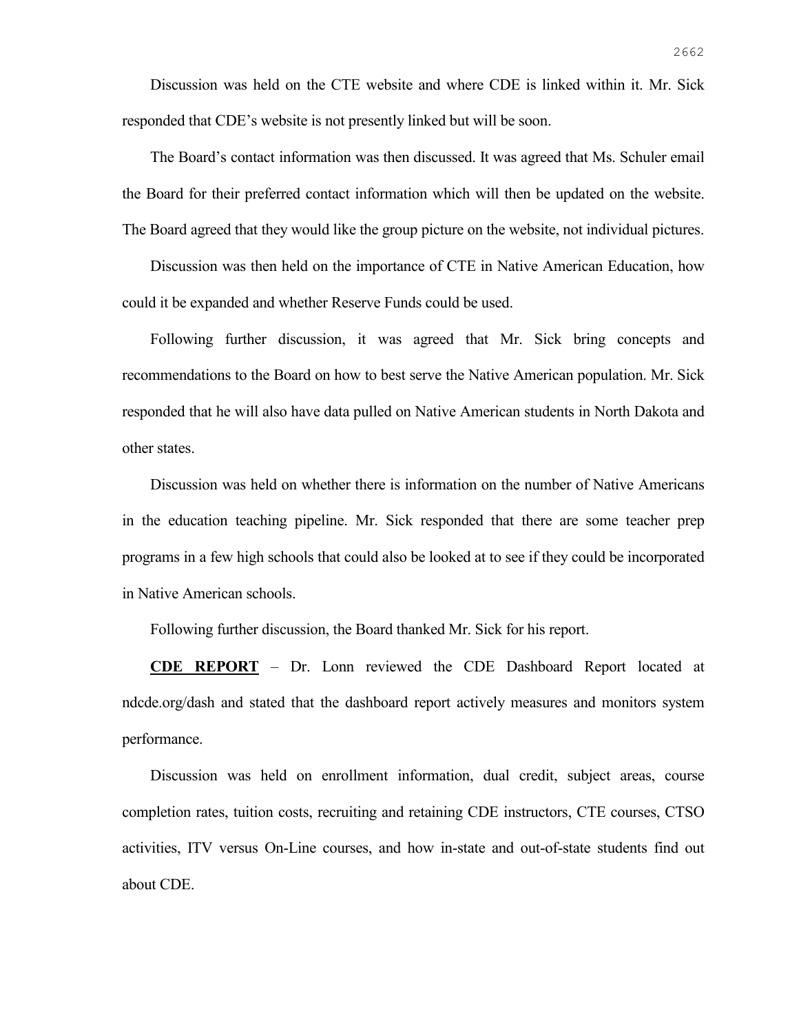Discussion was held on the CTE website and where CDE is linked within it. Mr. Sick responded that CDE's website is not presently linked but will be soon.

The Board's contact information was then discussed. It was agreed that Ms. Schuler email the Board for their preferred contact information which will then be updated on the website. The Board agreed that they would like the group picture on the website, not individual pictures.

Discussion was then held on the importance of CTE in Native American Education, how could it be expanded and whether Reserve Funds could be used.

Following further discussion, it was agreed that Mr. Sick bring concepts and recommendations to the Board on how to best serve the Native American population. Mr. Sick responded that he will also have data pulled on Native American students in North Dakota and other states.

Discussion was held on whether there is information on the number of Native Americans in the education teaching pipeline. Mr. Sick responded that there are some teacher prep programs in a few high schools that could also be looked at to see if they could be incorporated in Native American schools.

Following further discussion, the Board thanked Mr. Sick for his report.

**CDE REPORT** – Dr. Lonn reviewed the CDE Dashboard Report located at ndcde.org/dash and stated that the dashboard report actively measures and monitors system performance.

Discussion was held on enrollment information, dual credit, subject areas, course completion rates, tuition costs, recruiting and retaining CDE instructors, CTE courses, CTSO activities, ITV versus On-Line courses, and how in-state and out-of-state students find out about CDE.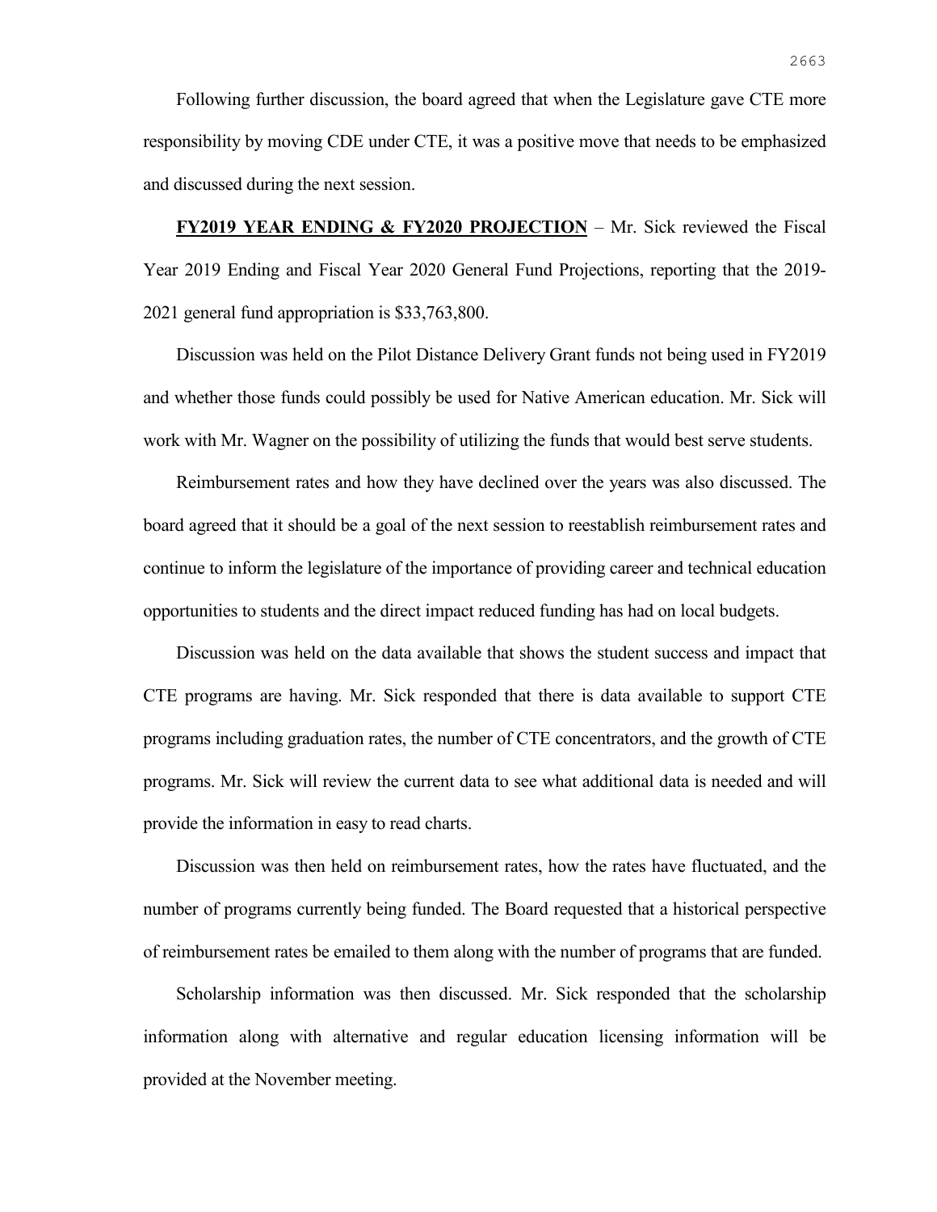Following further discussion, the board agreed that when the Legislature gave CTE more responsibility by moving CDE under CTE, it was a positive move that needs to be emphasized and discussed during the next session.

**FY2019 YEAR ENDING & FY2020 PROJECTION** – Mr. Sick reviewed the Fiscal Year 2019 Ending and Fiscal Year 2020 General Fund Projections, reporting that the 2019-2021 general fund appropriation is $33,763,800.

Discussion was held on the Pilot Distance Delivery Grant funds not being used in FY2019 and whether those funds could possibly be used for Native American education. Mr. Sick will work with Mr. Wagner on the possibility of utilizing the funds that would best serve students.

Reimbursement rates and how they have declined over the years was also discussed. The board agreed that it should be a goal of the next session to reestablish reimbursement rates and continue to inform the legislature of the importance of providing career and technical education opportunities to students and the direct impact reduced funding has had on local budgets.

Discussion was held on the data available that shows the student success and impact that CTE programs are having. Mr. Sick responded that there is data available to support CTE programs including graduation rates, the number of CTE concentrators, and the growth of CTE programs. Mr. Sick will review the current data to see what additional data is needed and will provide the information in easy to read charts.

Discussion was then held on reimbursement rates, how the rates have fluctuated, and the number of programs currently being funded. The Board requested that a historical perspective of reimbursement rates be emailed to them along with the number of programs that are funded.

Scholarship information was then discussed. Mr. Sick responded that the scholarship information along with alternative and regular education licensing information will be provided at the November meeting.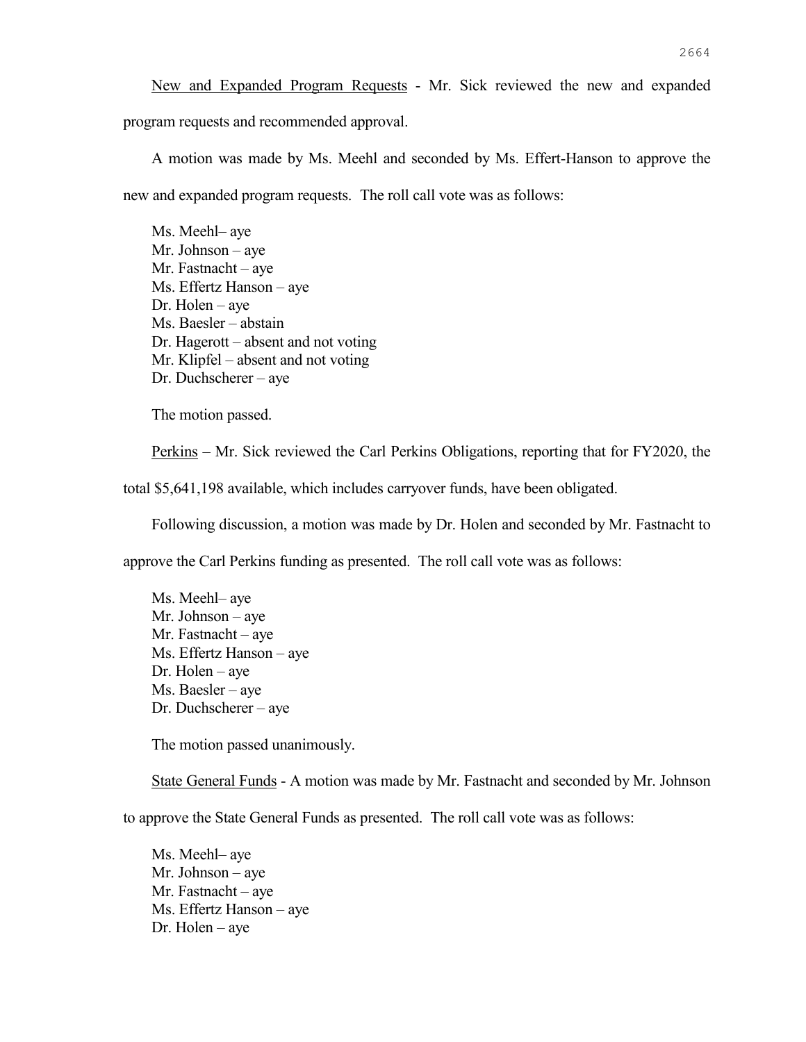New and Expanded Program Requests - Mr. Sick reviewed the new and expanded program requests and recommended approval.

A motion was made by Ms. Meehl and seconded by Ms. Effert-Hanson to approve the new and expanded program requests. The roll call vote was as follows:

Ms. Meehl– aye
Mr. Johnson – aye
Mr. Fastnacht – aye
Ms. Effertz Hanson – aye
Dr. Holen – aye
Ms. Baesler – abstain
Dr. Hagerott – absent and not voting
Mr. Klipfel – absent and not voting
Dr. Duchscherer – aye

The motion passed.

Perkins – Mr. Sick reviewed the Carl Perkins Obligations, reporting that for FY2020, the total $5,641,198 available, which includes carryover funds, have been obligated.

Following discussion, a motion was made by Dr. Holen and seconded by Mr. Fastnacht to approve the Carl Perkins funding as presented. The roll call vote was as follows:

Ms. Meehl– aye
Mr. Johnson – aye
Mr. Fastnacht – aye
Ms. Effertz Hanson – aye
Dr. Holen – aye
Ms. Baesler – aye
Dr. Duchscherer – aye

The motion passed unanimously.

State General Funds - A motion was made by Mr. Fastnacht and seconded by Mr. Johnson to approve the State General Funds as presented. The roll call vote was as follows:

Ms. Meehl– aye
Mr. Johnson – aye
Mr. Fastnacht – aye
Ms. Effertz Hanson – aye
Dr. Holen – aye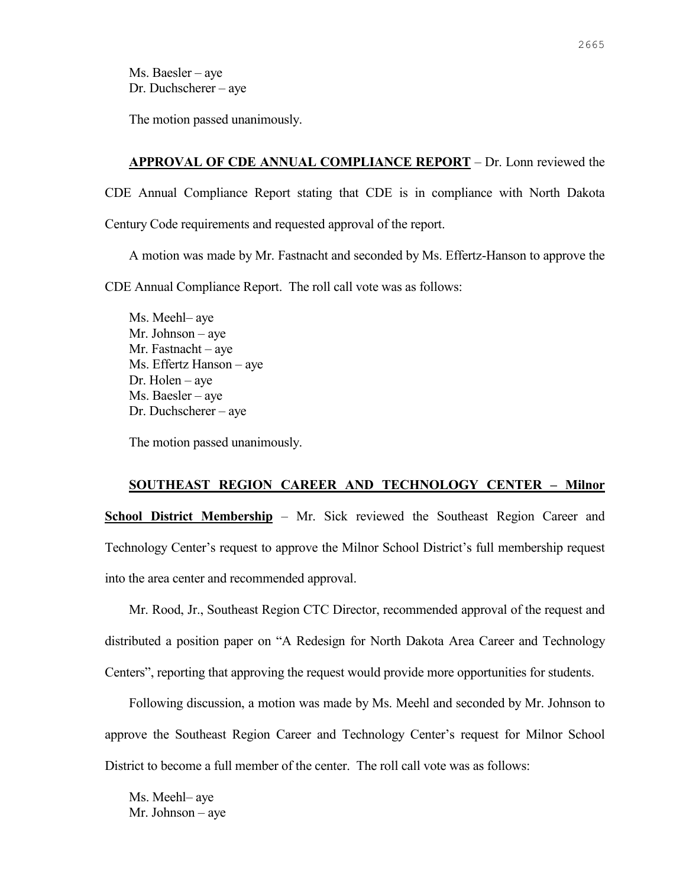Ms. Baesler – aye
Dr. Duchscherer – aye

The motion passed unanimously.

**APPROVAL OF CDE ANNUAL COMPLIANCE REPORT** – Dr. Lonn reviewed the CDE Annual Compliance Report stating that CDE is in compliance with North Dakota Century Code requirements and requested approval of the report.

A motion was made by Mr. Fastnacht and seconded by Ms. Effertz-Hanson to approve the CDE Annual Compliance Report. The roll call vote was as follows:

Ms. Meehl– aye
Mr. Johnson – aye
Mr. Fastnacht – aye
Ms. Effertz Hanson – aye
Dr. Holen – aye
Ms. Baesler – aye
Dr. Duchscherer – aye

The motion passed unanimously.

**SOUTHEAST REGION CAREER AND TECHNOLOGY CENTER – Milnor School District Membership** – Mr. Sick reviewed the Southeast Region Career and Technology Center's request to approve the Milnor School District's full membership request into the area center and recommended approval.

Mr. Rood, Jr., Southeast Region CTC Director, recommended approval of the request and distributed a position paper on "A Redesign for North Dakota Area Career and Technology Centers", reporting that approving the request would provide more opportunities for students.

Following discussion, a motion was made by Ms. Meehl and seconded by Mr. Johnson to approve the Southeast Region Career and Technology Center's request for Milnor School District to become a full member of the center. The roll call vote was as follows:

Ms. Meehl– aye
Mr. Johnson – aye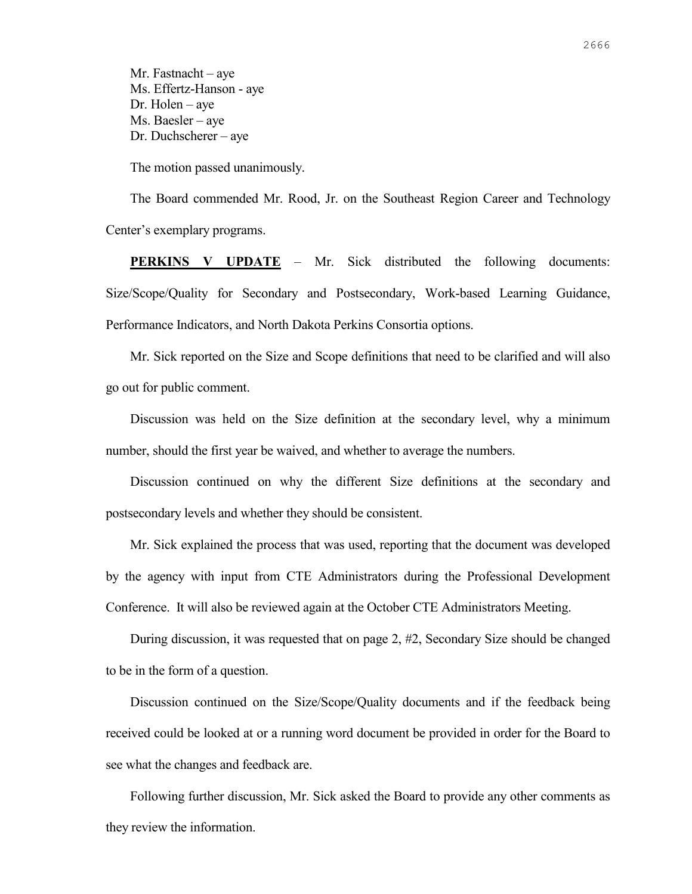Mr. Fastnacht – aye
Ms. Effertz-Hanson - aye
Dr. Holen – aye
Ms. Baesler – aye
Dr. Duchscherer – aye

The motion passed unanimously.

The Board commended Mr. Rood, Jr. on the Southeast Region Career and Technology Center's exemplary programs.

**PERKINS V UPDATE** – Mr. Sick distributed the following documents: Size/Scope/Quality for Secondary and Postsecondary, Work-based Learning Guidance, Performance Indicators, and North Dakota Perkins Consortia options.

Mr. Sick reported on the Size and Scope definitions that need to be clarified and will also go out for public comment.

Discussion was held on the Size definition at the secondary level, why a minimum number, should the first year be waived, and whether to average the numbers.

Discussion continued on why the different Size definitions at the secondary and postsecondary levels and whether they should be consistent.

Mr. Sick explained the process that was used, reporting that the document was developed by the agency with input from CTE Administrators during the Professional Development Conference. It will also be reviewed again at the October CTE Administrators Meeting.

During discussion, it was requested that on page 2, #2, Secondary Size should be changed to be in the form of a question.

Discussion continued on the Size/Scope/Quality documents and if the feedback being received could be looked at or a running word document be provided in order for the Board to see what the changes and feedback are.

Following further discussion, Mr. Sick asked the Board to provide any other comments as they review the information.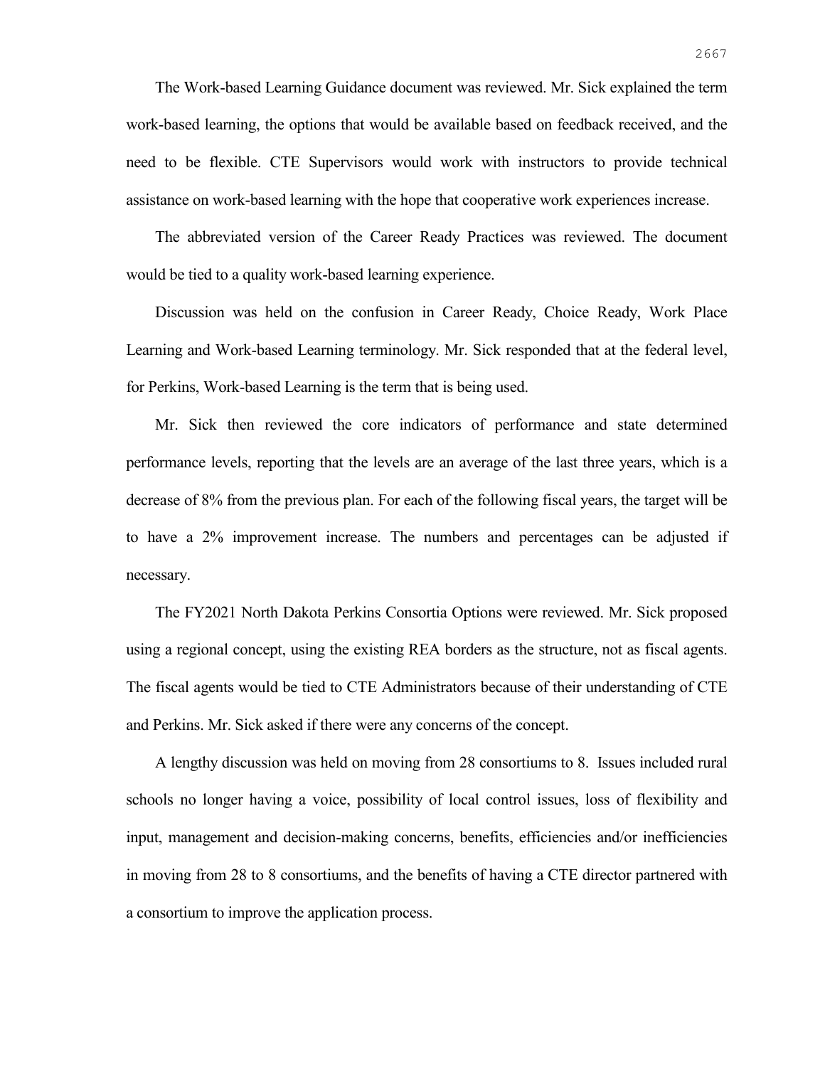The Work-based Learning Guidance document was reviewed. Mr. Sick explained the term work-based learning, the options that would be available based on feedback received, and the need to be flexible. CTE Supervisors would work with instructors to provide technical assistance on work-based learning with the hope that cooperative work experiences increase.

The abbreviated version of the Career Ready Practices was reviewed. The document would be tied to a quality work-based learning experience.

Discussion was held on the confusion in Career Ready, Choice Ready, Work Place Learning and Work-based Learning terminology. Mr. Sick responded that at the federal level, for Perkins, Work-based Learning is the term that is being used.

Mr. Sick then reviewed the core indicators of performance and state determined performance levels, reporting that the levels are an average of the last three years, which is a decrease of 8% from the previous plan. For each of the following fiscal years, the target will be to have a 2% improvement increase. The numbers and percentages can be adjusted if necessary.

The FY2021 North Dakota Perkins Consortia Options were reviewed. Mr. Sick proposed using a regional concept, using the existing REA borders as the structure, not as fiscal agents. The fiscal agents would be tied to CTE Administrators because of their understanding of CTE and Perkins. Mr. Sick asked if there were any concerns of the concept.

A lengthy discussion was held on moving from 28 consortiums to 8. Issues included rural schools no longer having a voice, possibility of local control issues, loss of flexibility and input, management and decision-making concerns, benefits, efficiencies and/or inefficiencies in moving from 28 to 8 consortiums, and the benefits of having a CTE director partnered with a consortium to improve the application process.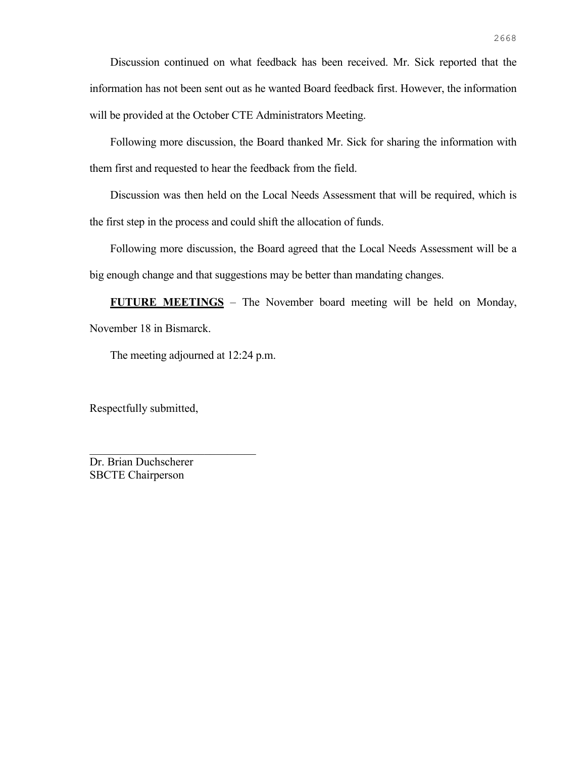Discussion continued on what feedback has been received. Mr. Sick reported that the information has not been sent out as he wanted Board feedback first. However, the information will be provided at the October CTE Administrators Meeting.

Following more discussion, the Board thanked Mr. Sick for sharing the information with them first and requested to hear the feedback from the field.

Discussion was then held on the Local Needs Assessment that will be required, which is the first step in the process and could shift the allocation of funds.

Following more discussion, the Board agreed that the Local Needs Assessment will be a big enough change and that suggestions may be better than mandating changes.

**FUTURE MEETINGS** – The November board meeting will be held on Monday, November 18 in Bismarck.

The meeting adjourned at 12:24 p.m.

Respectfully submitted,

\_\_\_\_\_\_\_\_\_\_\_\_\_\_\_\_\_\_\_\_\_\_\_\_\_\_\_\_\_\_

Dr. Brian Duchscherer
SBCTE Chairperson